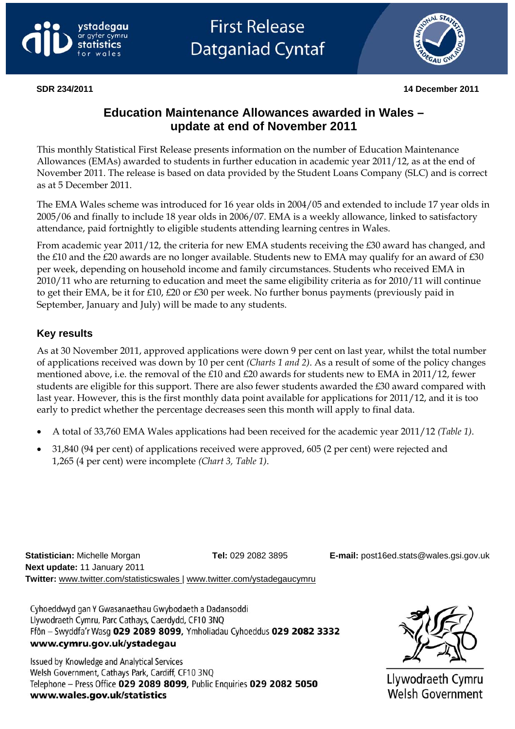First Release
Datganiad Cyntaf

**SDR 234/2011** **14 December 2011**

# Education Maintenance Allowances awarded in Wales – update at end of November 2011

This monthly Statistical First Release presents information on the number of Education Maintenance Allowances (EMAs) awarded to students in further education in academic year 2011/12, as at the end of November 2011. The release is based on data provided by the Student Loans Company (SLC) and is correct as at 5 December 2011.

The EMA Wales scheme was introduced for 16 year olds in 2004/05 and extended to include 17 year olds in 2005/06 and finally to include 18 year olds in 2006/07. EMA is a weekly allowance, linked to satisfactory attendance, paid fortnightly to eligible students attending learning centres in Wales.

From academic year 2011/12, the criteria for new EMA students receiving the £30 award has changed, and the £10 and the £20 awards are no longer available. Students new to EMA may qualify for an award of £30 per week, depending on household income and family circumstances. Students who received EMA in 2010/11 who are returning to education and meet the same eligibility criteria as for 2010/11 will continue to get their EMA, be it for £10, £20 or £30 per week. No further bonus payments (previously paid in September, January and July) will be made to any students.

## Key results

As at 30 November 2011, approved applications were down 9 per cent on last year, whilst the total number of applications received was down by 10 per cent *(Charts 1 and 2)*. As a result of some of the policy changes mentioned above, i.e. the removal of the £10 and £20 awards for students new to EMA in 2011/12, fewer students are eligible for this support. There are also fewer students awarded the £30 award compared with last year. However, this is the first monthly data point available for applications for 2011/12, and it is too early to predict whether the percentage decreases seen this month will apply to final data.

- A total of 33,760 EMA Wales applications had been received for the academic year 2011/12 *(Table 1)*.
- 31,840 (94 per cent) of applications received were approved, 605 (2 per cent) were rejected and 1,265 (4 per cent) were incomplete *(Chart 3, Table 1)*.

**Statistician:** Michelle Morgan **Tel:** 029 2082 3895 **E-mail:** post16ed.stats@wales.gsi.gov.uk
**Next update:** 11 January 2011
**Twitter:** www.twitter.com/statisticswales | www.twitter.com/ystadegaucymru

Cyhoeddwyd gan Y Gwasanaethau Gwybodaeth a Dadansoddi
Llywodraeth Cymru, Parc Cathays, Caerdydd, CF10 3NQ
Ffôn – Swyddfa'r Wasg **029 2089 8099**, Ymholiadau Cyhoeddus **029 2082 3332**
**www.cymru.gov.uk/ystadegau**

Issued by Knowledge and Analytical Services
Welsh Government, Cathays Park, Cardiff, CF10 3NQ
Telephone – Press Office **029 2089 8099**, Public Enquiries **029 2082 5050**
**www.wales.gov.uk/statistics**

Llywodraeth Cymru
Welsh Government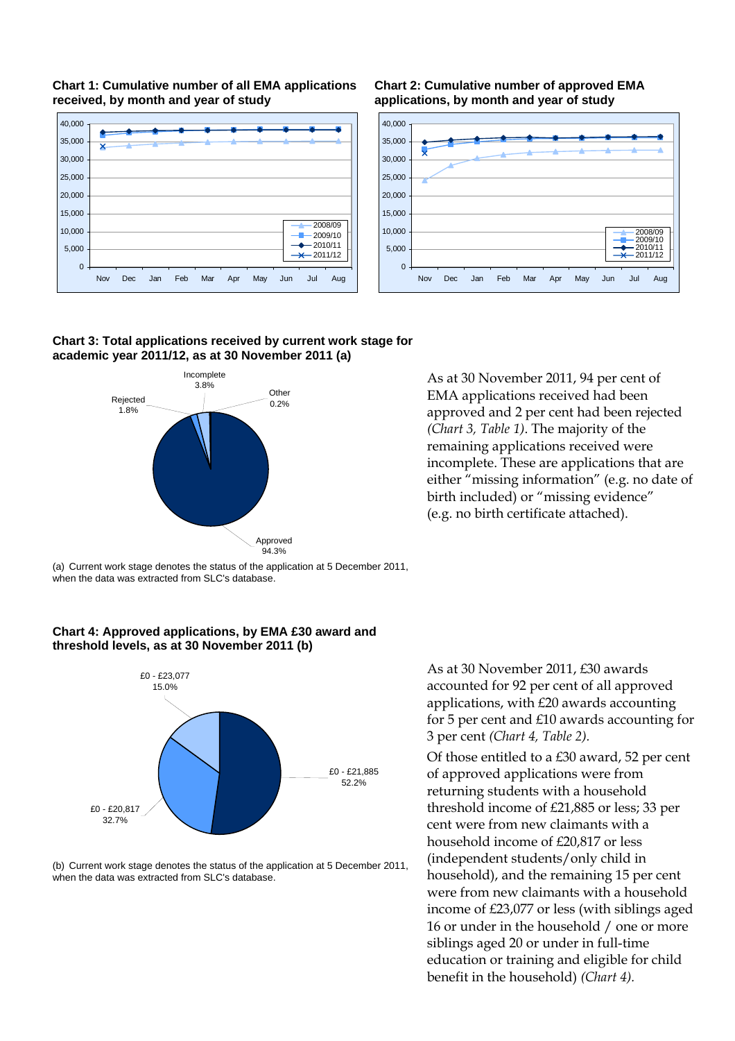**Chart 1: Cumulative number of all EMA applications received, by month and year of study**

**Chart 2: Cumulative number of approved EMA applications, by month and year of study**

**Chart 3: Total applications received by current work stage for academic year 2011/12, as at 30 November 2011 (a)**

(a) Current work stage denotes the status of the application at 5 December 2011, when the data was extracted from SLC's database.

As at 30 November 2011, 94 per cent of EMA applications received had been approved and 2 per cent had been rejected *(Chart 3, Table 1)*. The majority of the remaining applications received were incomplete. These are applications that are either "missing information" (e.g. no date of birth included) or "missing evidence" (e.g. no birth certificate attached).

**Chart 4: Approved applications, by EMA £30 award and threshold levels, as at 30 November 2011 (b)**

(b) Current work stage denotes the status of the application at 5 December 2011, when the data was extracted from SLC's database.

As at 30 November 2011, £30 awards accounted for 92 per cent of all approved applications, with £20 awards accounting for 5 per cent and £10 awards accounting for 3 per cent *(Chart 4, Table 2)*.

Of those entitled to a £30 award, 52 per cent of approved applications were from returning students with a household threshold income of £21,885 or less; 33 per cent were from new claimants with a household income of £20,817 or less (independent students/only child in household), and the remaining 15 per cent were from new claimants with a household income of £23,077 or less (with siblings aged 16 or under in the household / one or more siblings aged 20 or under in full-time education or training and eligible for child benefit in the household) *(Chart 4)*.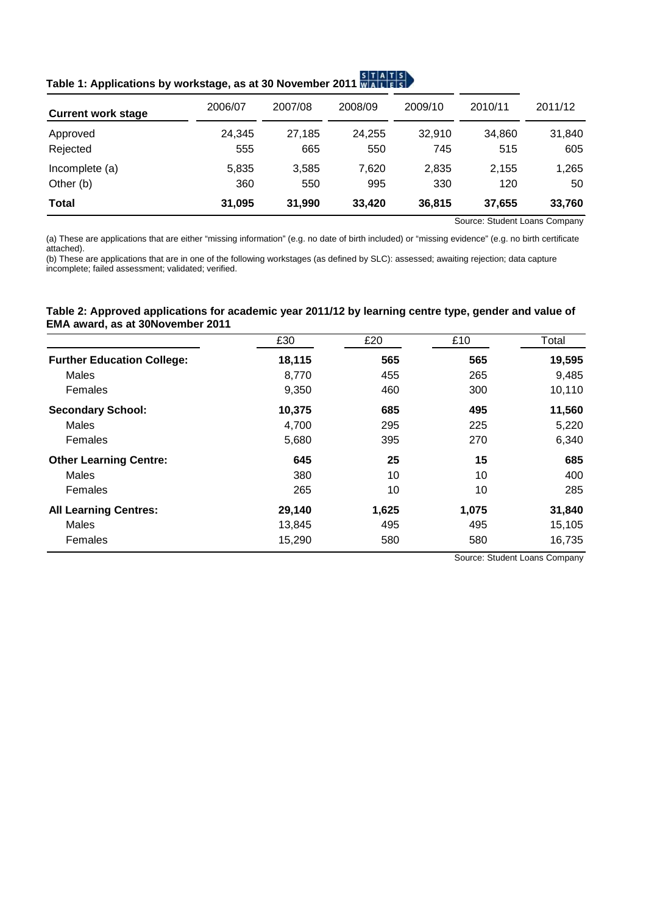**Table 1: Applications by workstage, as at 30 November 2011**

| Current work stage | 2006/07 | 2007/08 | 2008/09 | 2009/10 | 2010/11 | 2011/12 |
|---|---|---|---|---|---|---|
| Approved | 24,345 | 27,185 | 24,255 | 32,910 | 34,860 | 31,840 |
| Rejected | 555 | 665 | 550 | 745 | 515 | 605 |
| Incomplete (a) | 5,835 | 3,585 | 7,620 | 2,835 | 2,155 | 1,265 |
| Other (b) | 360 | 550 | 995 | 330 | 120 | 50 |
| **Total** | **31,095** | **31,990** | **33,420** | **36,815** | **37,655** | **33,760** |

Source: Student Loans Company

(a) These are applications that are either "missing information" (e.g. no date of birth included) or "missing evidence" (e.g. no birth certificate attached).
(b) These are applications that are in one of the following workstages (as defined by SLC): assessed; awaiting rejection; data capture incomplete; failed assessment; validated; verified.

**Table 2: Approved applications for academic year 2011/12 by learning centre type, gender and value of EMA award, as at 30November 2011**

| | £30 | £20 | £10 | Total |
|---|---|---|---|---|
| **Further Education College:** | **18,115** | **565** | **565** | **19,595** |
| Males | 8,770 | 455 | 265 | 9,485 |
| Females | 9,350 | 460 | 300 | 10,110 |
| **Secondary School:** | **10,375** | **685** | **495** | **11,560** |
| Males | 4,700 | 295 | 225 | 5,220 |
| Females | 5,680 | 395 | 270 | 6,340 |
| **Other Learning Centre:** | **645** | **25** | **15** | **685** |
| Males | 380 | 10 | 10 | 400 |
| Females | 265 | 10 | 10 | 285 |
| **All Learning Centres:** | **29,140** | **1,625** | **1,075** | **31,840** |
| Males | 13,845 | 495 | 495 | 15,105 |
| Females | 15,290 | 580 | 580 | 16,735 |

Source: Student Loans Company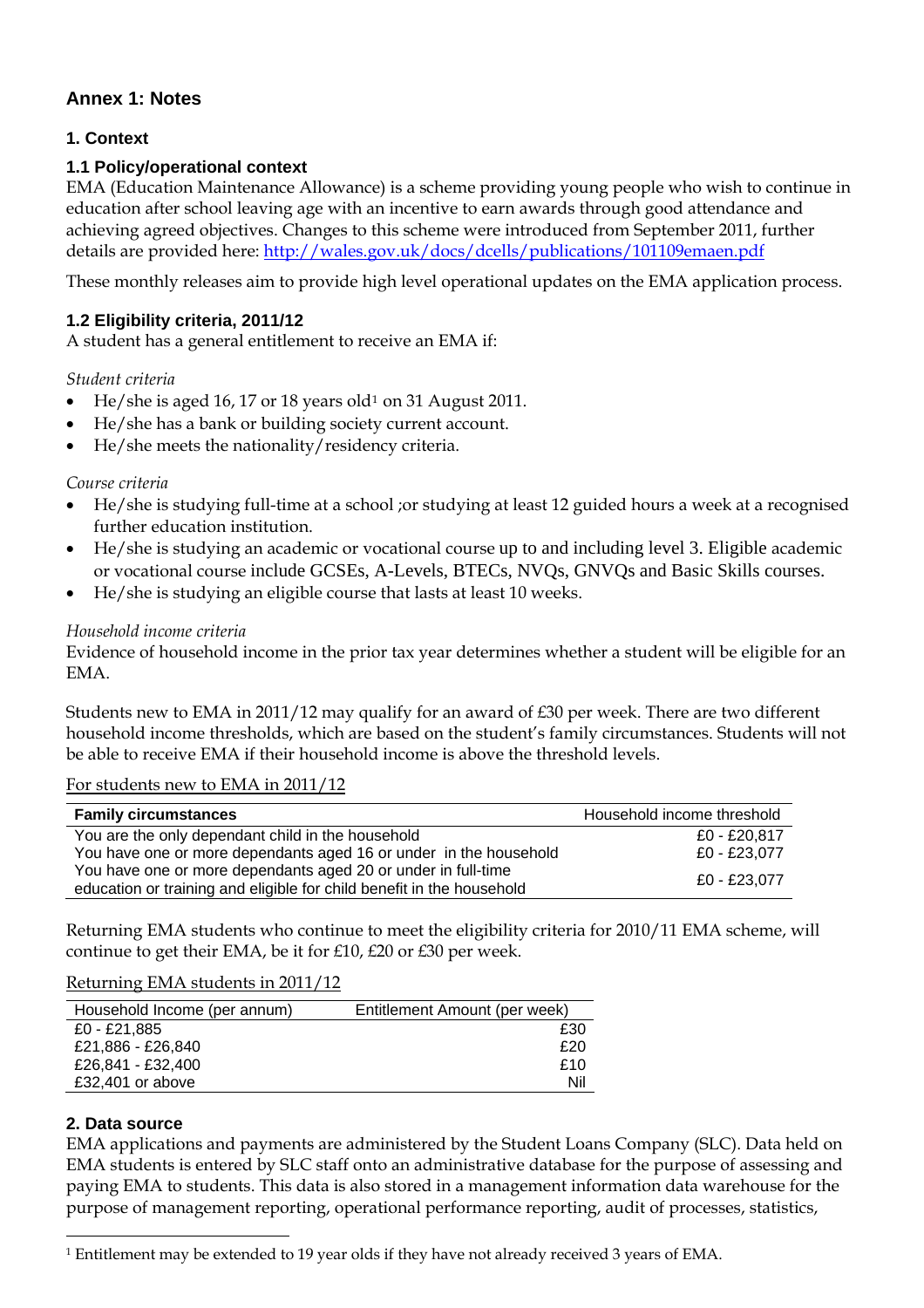## Annex 1: Notes

### 1. Context

#### 1.1 Policy/operational context

EMA (Education Maintenance Allowance) is a scheme providing young people who wish to continue in education after school leaving age with an incentive to earn awards through good attendance and achieving agreed objectives. Changes to this scheme were introduced from September 2011, further details are provided here: http://wales.gov.uk/docs/dcells/publications/101109emaen.pdf

These monthly releases aim to provide high level operational updates on the EMA application process.

#### 1.2 Eligibility criteria, 2011/12

A student has a general entitlement to receive an EMA if:

*Student criteria*

- He/she is aged 16, 17 or 18 years old[1] on 31 August 2011.
- He/she has a bank or building society current account.
- He/she meets the nationality/residency criteria.

*Course criteria*

- He/she is studying full-time at a school ;or studying at least 12 guided hours a week at a recognised further education institution.
- He/she is studying an academic or vocational course up to and including level 3. Eligible academic or vocational course include GCSEs, A-Levels, BTECs, NVQs, GNVQs and Basic Skills courses.
- He/she is studying an eligible course that lasts at least 10 weeks.

*Household income criteria*

Evidence of household income in the prior tax year determines whether a student will be eligible for an EMA.

Students new to EMA in 2011/12 may qualify for an award of £30 per week. There are two different household income thresholds, which are based on the student's family circumstances. Students will not be able to receive EMA if their household income is above the threshold levels.

For students new to EMA in 2011/12

| Family circumstances | Household income threshold |
|---|---|
| You are the only dependant child in the household | £0 - £20,817 |
| You have one or more dependants aged 16 or under in the household | £0 - £23,077 |
| You have one or more dependants aged 20 or under in full-time education or training and eligible for child benefit in the household | £0 - £23,077 |

Returning EMA students who continue to meet the eligibility criteria for 2010/11 EMA scheme, will continue to get their EMA, be it for £10, £20 or £30 per week.

Returning EMA students in 2011/12

| Household Income (per annum) | Entitlement Amount (per week) |
|---|---|
| £0 - £21,885 | £30 |
| £21,886 - £26,840 | £20 |
| £26,841 - £32,400 | £10 |
| £32,401 or above | Nil |

### 2. Data source

EMA applications and payments are administered by the Student Loans Company (SLC). Data held on EMA students is entered by SLC staff onto an administrative database for the purpose of assessing and paying EMA to students. This data is also stored in a management information data warehouse for the purpose of management reporting, operational performance reporting, audit of processes, statistics,

[1] Entitlement may be extended to 19 year olds if they have not already received 3 years of EMA.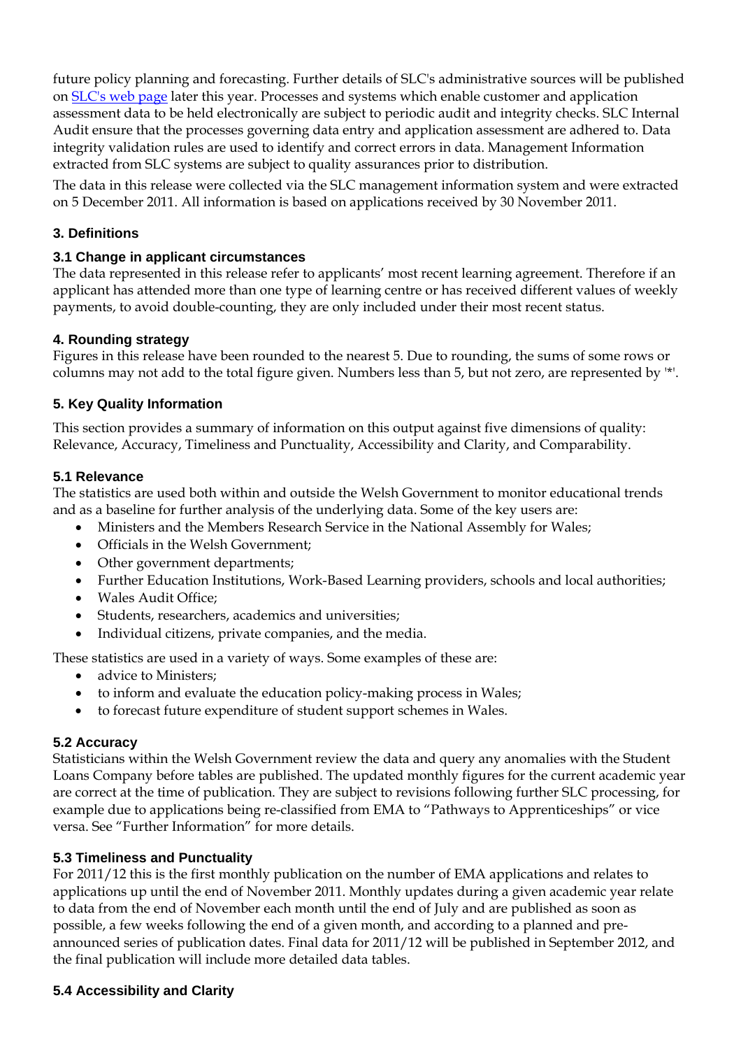future policy planning and forecasting. Further details of SLC's administrative sources will be published on SLC's web page later this year. Processes and systems which enable customer and application assessment data to be held electronically are subject to periodic audit and integrity checks. SLC Internal Audit ensure that the processes governing data entry and application assessment are adhered to. Data integrity validation rules are used to identify and correct errors in data. Management Information extracted from SLC systems are subject to quality assurances prior to distribution.

The data in this release were collected via the SLC management information system and were extracted on 5 December 2011. All information is based on applications received by 30 November 2011.

## 3. Definitions

### 3.1 Change in applicant circumstances

The data represented in this release refer to applicants' most recent learning agreement. Therefore if an applicant has attended more than one type of learning centre or has received different values of weekly payments, to avoid double-counting, they are only included under their most recent status.

## 4. Rounding strategy

Figures in this release have been rounded to the nearest 5. Due to rounding, the sums of some rows or columns may not add to the total figure given. Numbers less than 5, but not zero, are represented by '*'.

## 5. Key Quality Information

This section provides a summary of information on this output against five dimensions of quality: Relevance, Accuracy, Timeliness and Punctuality, Accessibility and Clarity, and Comparability.

### 5.1 Relevance

The statistics are used both within and outside the Welsh Government to monitor educational trends and as a baseline for further analysis of the underlying data. Some of the key users are:

- Ministers and the Members Research Service in the National Assembly for Wales;
- Officials in the Welsh Government;
- Other government departments;
- Further Education Institutions, Work-Based Learning providers, schools and local authorities;
- Wales Audit Office;
- Students, researchers, academics and universities;
- Individual citizens, private companies, and the media.

These statistics are used in a variety of ways. Some examples of these are:

- advice to Ministers;
- to inform and evaluate the education policy-making process in Wales;
- to forecast future expenditure of student support schemes in Wales.

### 5.2 Accuracy

Statisticians within the Welsh Government review the data and query any anomalies with the Student Loans Company before tables are published. The updated monthly figures for the current academic year are correct at the time of publication. They are subject to revisions following further SLC processing, for example due to applications being re-classified from EMA to "Pathways to Apprenticeships" or vice versa. See "Further Information" for more details.

### 5.3 Timeliness and Punctuality

For 2011/12 this is the first monthly publication on the number of EMA applications and relates to applications up until the end of November 2011. Monthly updates during a given academic year relate to data from the end of November each month until the end of July and are published as soon as possible, a few weeks following the end of a given month, and according to a planned and pre-announced series of publication dates. Final data for 2011/12 will be published in September 2012, and the final publication will include more detailed data tables.

### 5.4 Accessibility and Clarity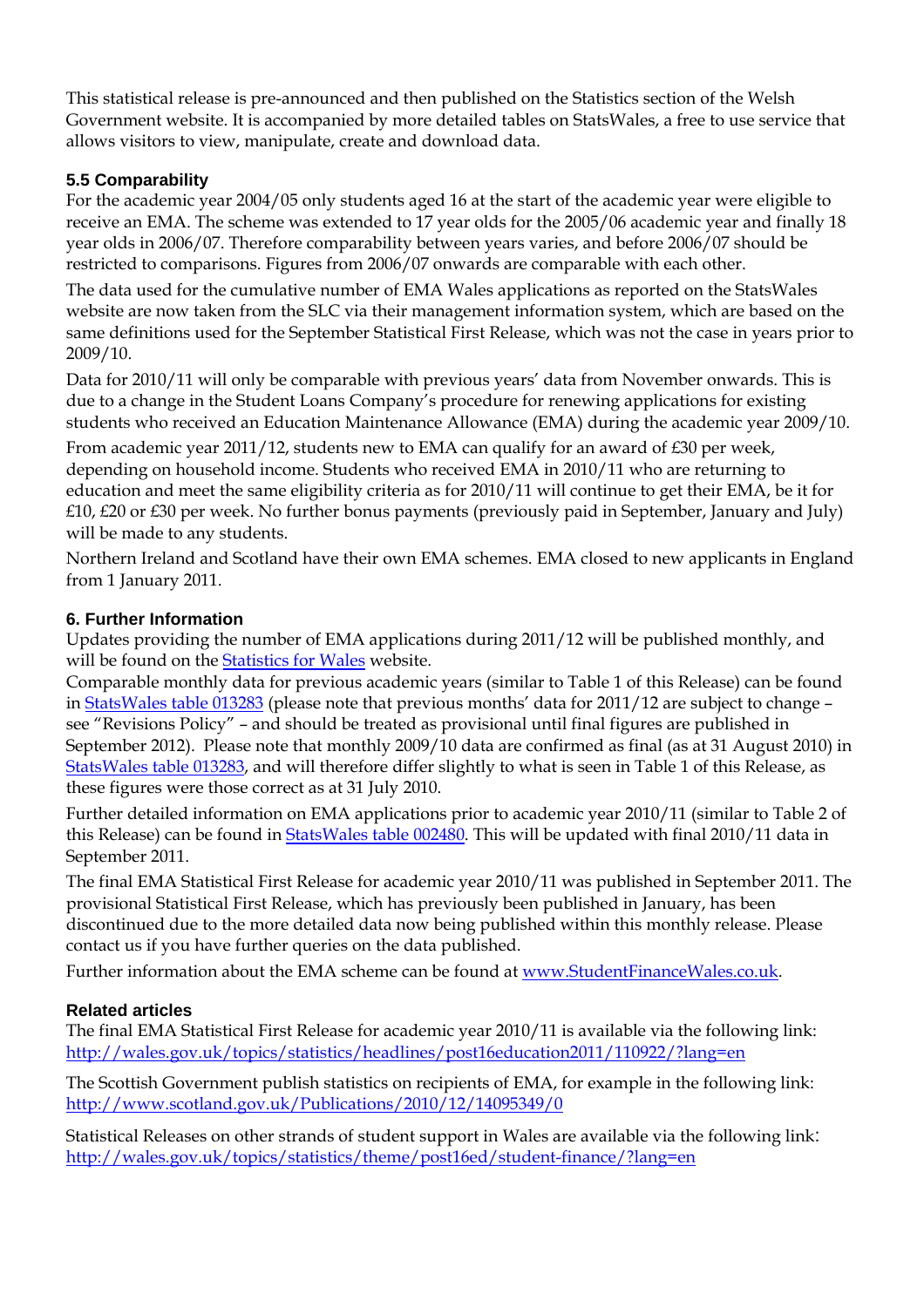This statistical release is pre-announced and then published on the Statistics section of the Welsh Government website. It is accompanied by more detailed tables on StatsWales, a free to use service that allows visitors to view, manipulate, create and download data.

### 5.5 Comparability

For the academic year 2004/05 only students aged 16 at the start of the academic year were eligible to receive an EMA. The scheme was extended to 17 year olds for the 2005/06 academic year and finally 18 year olds in 2006/07. Therefore comparability between years varies, and before 2006/07 should be restricted to comparisons. Figures from 2006/07 onwards are comparable with each other.

The data used for the cumulative number of EMA Wales applications as reported on the StatsWales website are now taken from the SLC via their management information system, which are based on the same definitions used for the September Statistical First Release, which was not the case in years prior to 2009/10.

Data for 2010/11 will only be comparable with previous years' data from November onwards. This is due to a change in the Student Loans Company's procedure for renewing applications for existing students who received an Education Maintenance Allowance (EMA) during the academic year 2009/10.

From academic year 2011/12, students new to EMA can qualify for an award of £30 per week, depending on household income. Students who received EMA in 2010/11 who are returning to education and meet the same eligibility criteria as for 2010/11 will continue to get their EMA, be it for £10, £20 or £30 per week. No further bonus payments (previously paid in September, January and July) will be made to any students.

Northern Ireland and Scotland have their own EMA schemes. EMA closed to new applicants in England from 1 January 2011.

### 6. Further Information

Updates providing the number of EMA applications during 2011/12 will be published monthly, and will be found on the Statistics for Wales website.

Comparable monthly data for previous academic years (similar to Table 1 of this Release) can be found in StatsWales table 013283 (please note that previous months' data for 2011/12 are subject to change – see "Revisions Policy" – and should be treated as provisional until final figures are published in September 2012). Please note that monthly 2009/10 data are confirmed as final (as at 31 August 2010) in StatsWales table 013283, and will therefore differ slightly to what is seen in Table 1 of this Release, as these figures were those correct as at 31 July 2010.

Further detailed information on EMA applications prior to academic year 2010/11 (similar to Table 2 of this Release) can be found in StatsWales table 002480. This will be updated with final 2010/11 data in September 2011.

The final EMA Statistical First Release for academic year 2010/11 was published in September 2011. The provisional Statistical First Release, which has previously been published in January, has been discontinued due to the more detailed data now being published within this monthly release. Please contact us if you have further queries on the data published.

Further information about the EMA scheme can be found at www.StudentFinanceWales.co.uk.

### Related articles

The final EMA Statistical First Release for academic year 2010/11 is available via the following link:
http://wales.gov.uk/topics/statistics/headlines/post16education2011/110922/?lang=en

The Scottish Government publish statistics on recipients of EMA, for example in the following link:
http://www.scotland.gov.uk/Publications/2010/12/14095349/0

Statistical Releases on other strands of student support in Wales are available via the following link:
http://wales.gov.uk/topics/statistics/theme/post16ed/student-finance/?lang=en